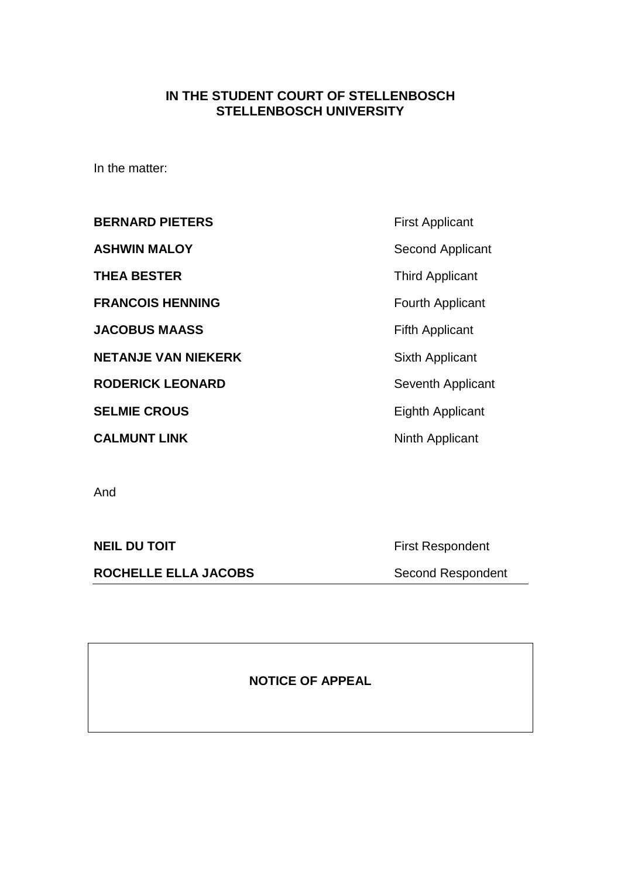**IN THE STUDENT COURT OF STELLENBOSCH**
**STELLENBOSCH UNIVERSITY**

In the matter:

| | |
|---|---|
| **BERNARD PIETERS** | First Applicant |
| **ASHWIN MALOY** | Second Applicant |
| **THEA BESTER** | Third Applicant |
| **FRANCOIS HENNING** | Fourth Applicant |
| **JACOBUS MAASS** | Fifth Applicant |
| **NETANJE VAN NIEKERK** | Sixth Applicant |
| **RODERICK LEONARD** | Seventh Applicant |
| **SELMIE CROUS** | Eighth Applicant |
| **CALMUNT LINK** | Ninth Applicant |

And

| | |
|---|---|
| **NEIL DU TOIT** | First Respondent |
| **ROCHELLE ELLA JACOBS** | Second Respondent |

**NOTICE OF APPEAL**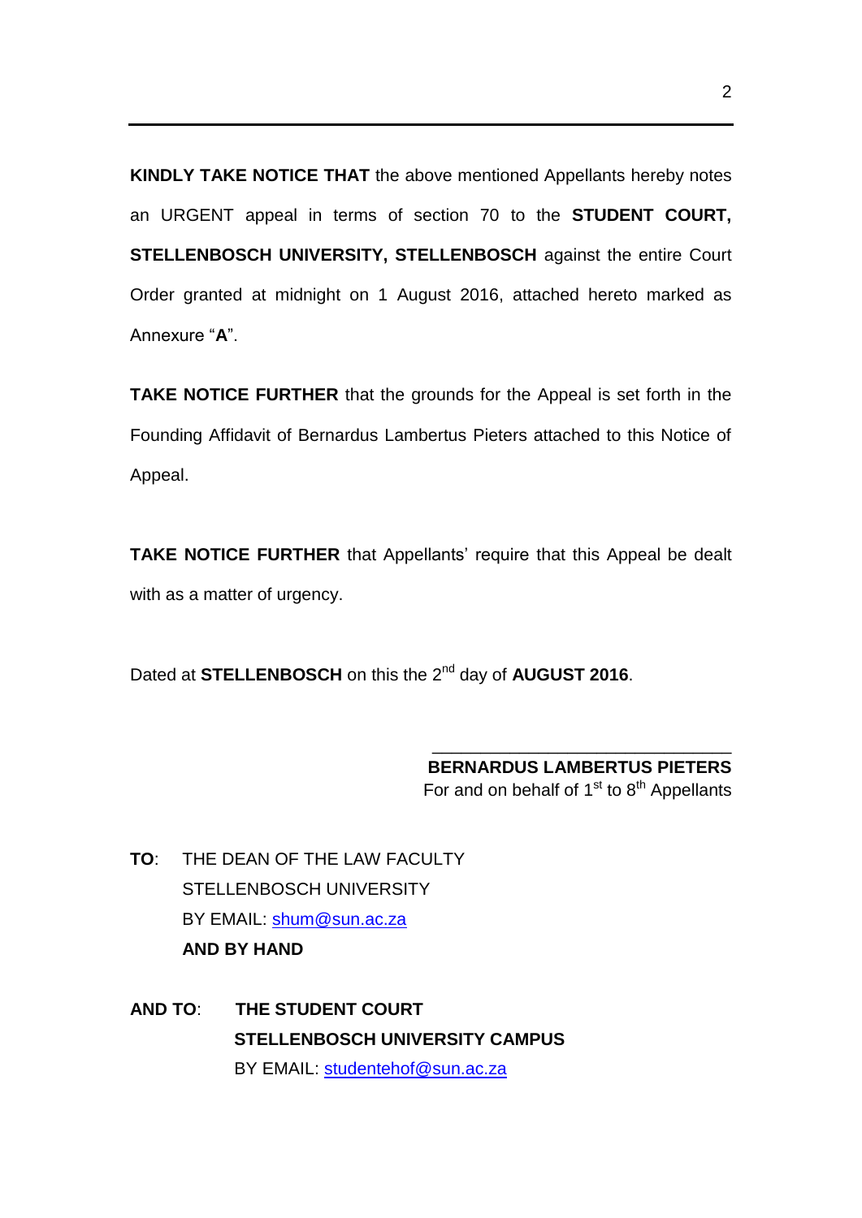**KINDLY TAKE NOTICE THAT** the above mentioned Appellants hereby notes an URGENT appeal in terms of section 70 to the **STUDENT COURT, STELLENBOSCH UNIVERSITY, STELLENBOSCH** against the entire Court Order granted at midnight on 1 August 2016, attached hereto marked as Annexure "**A**".

**TAKE NOTICE FURTHER** that the grounds for the Appeal is set forth in the Founding Affidavit of Bernardus Lambertus Pieters attached to this Notice of Appeal.

**TAKE NOTICE FURTHER** that Appellants' require that this Appeal be dealt with as a matter of urgency.

Dated at **STELLENBOSCH** on this the 2nd day of **AUGUST 2016**.

\_\_\_\_\_\_\_\_\_\_\_\_\_\_\_\_\_\_\_\_\_\_\_\_\_\_\_\_\_\_\_\_

**BERNARDUS LAMBERTUS PIETERS**
For and on behalf of 1st to 8th Appellants

**TO**: THE DEAN OF THE LAW FACULTY
STELLENBOSCH UNIVERSITY
BY EMAIL: shum@sun.ac.za
**AND BY HAND**

**AND TO**: **THE STUDENT COURT**
**STELLENBOSCH UNIVERSITY CAMPUS**
BY EMAIL: studentehof@sun.ac.za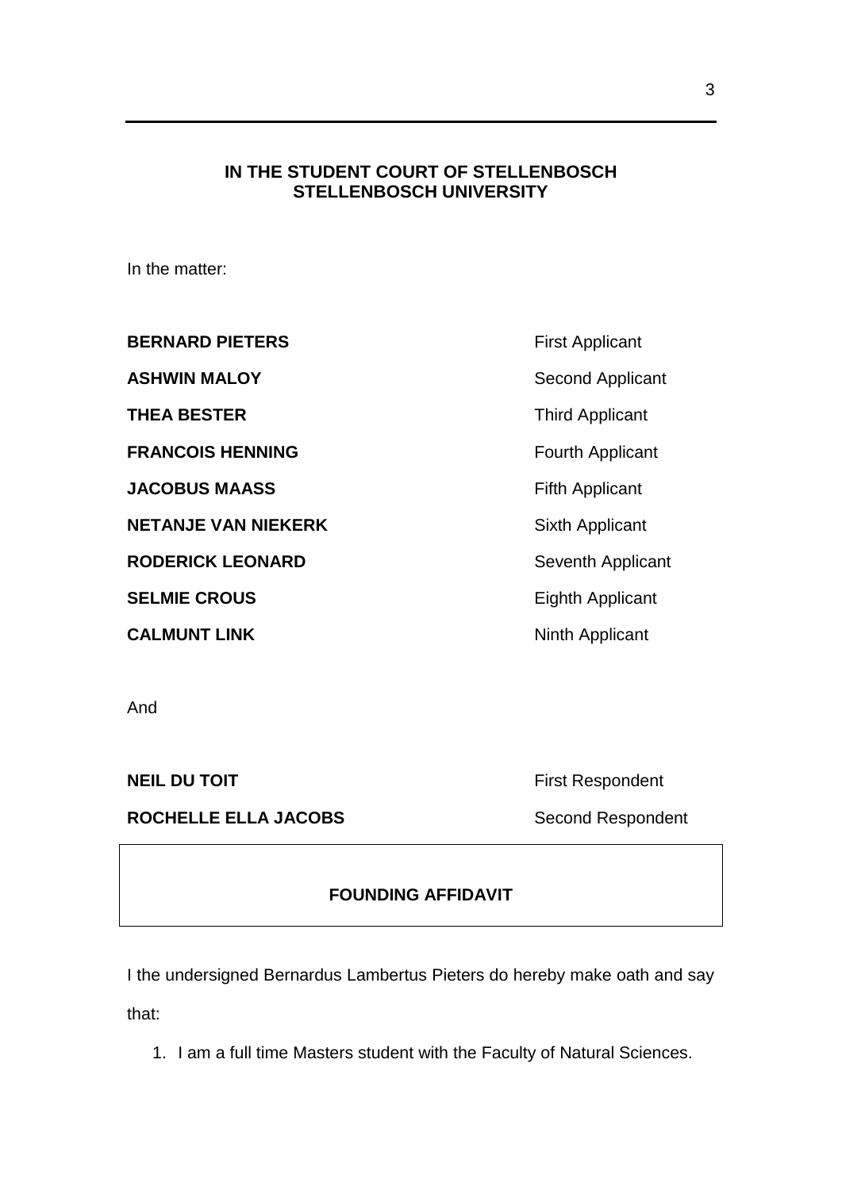**IN THE STUDENT COURT OF STELLENBOSCH**
**STELLENBOSCH UNIVERSITY**

In the matter:

| | |
|---|---|
| **BERNARD PIETERS** | First Applicant |
| **ASHWIN MALOY** | Second Applicant |
| **THEA BESTER** | Third Applicant |
| **FRANCOIS HENNING** | Fourth Applicant |
| **JACOBUS MAASS** | Fifth Applicant |
| **NETANJE VAN NIEKERK** | Sixth Applicant |
| **RODERICK LEONARD** | Seventh Applicant |
| **SELMIE CROUS** | Eighth Applicant |
| **CALMUNT LINK** | Ninth Applicant |

And

| | |
|---|---|
| **NEIL DU TOIT** | First Respondent |
| **ROCHELLE ELLA JACOBS** | Second Respondent |

**FOUNDING AFFIDAVIT**

I the undersigned Bernardus Lambertus Pieters do hereby make oath and say that:

1. I am a full time Masters student with the Faculty of Natural Sciences.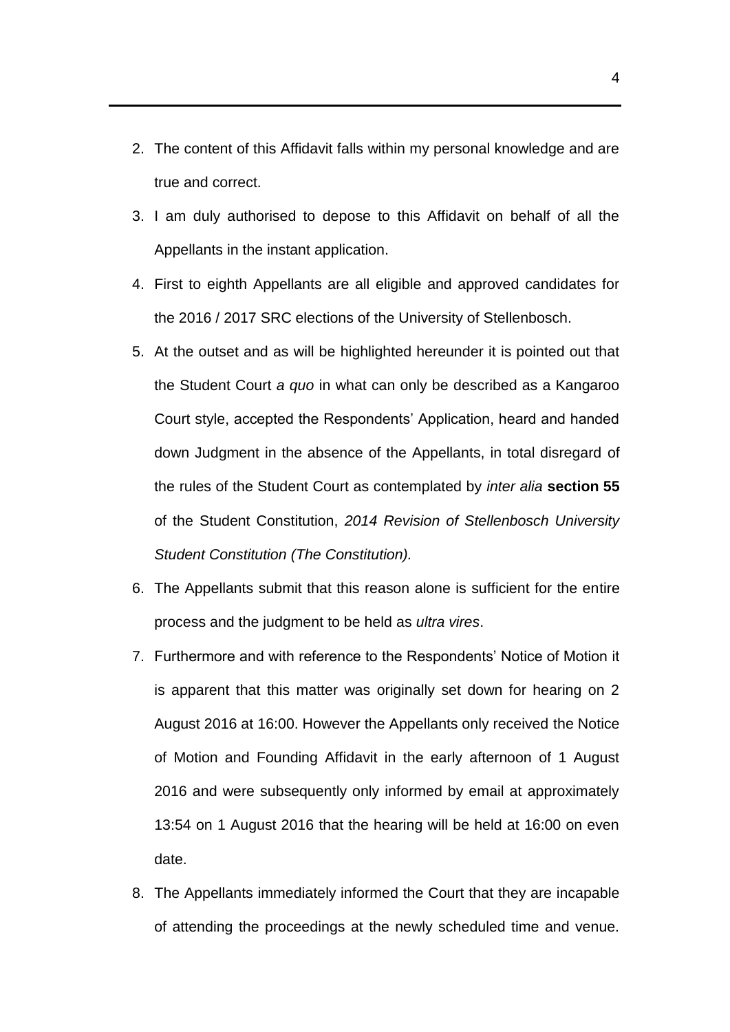2. The content of this Affidavit falls within my personal knowledge and are true and correct.
3. I am duly authorised to depose to this Affidavit on behalf of all the Appellants in the instant application.
4. First to eighth Appellants are all eligible and approved candidates for the 2016 / 2017 SRC elections of the University of Stellenbosch.
5. At the outset and as will be highlighted hereunder it is pointed out that the Student Court *a quo* in what can only be described as a Kangaroo Court style, accepted the Respondents' Application, heard and handed down Judgment in the absence of the Appellants, in total disregard of the rules of the Student Court as contemplated by *inter alia* **section 55** of the Student Constitution, *2014 Revision of Stellenbosch University Student Constitution (The Constitution).*
6. The Appellants submit that this reason alone is sufficient for the entire process and the judgment to be held as *ultra vires*.
7. Furthermore and with reference to the Respondents' Notice of Motion it is apparent that this matter was originally set down for hearing on 2 August 2016 at 16:00. However the Appellants only received the Notice of Motion and Founding Affidavit in the early afternoon of 1 August 2016 and were subsequently only informed by email at approximately 13:54 on 1 August 2016 that the hearing will be held at 16:00 on even date.
8. The Appellants immediately informed the Court that they are incapable of attending the proceedings at the newly scheduled time and venue.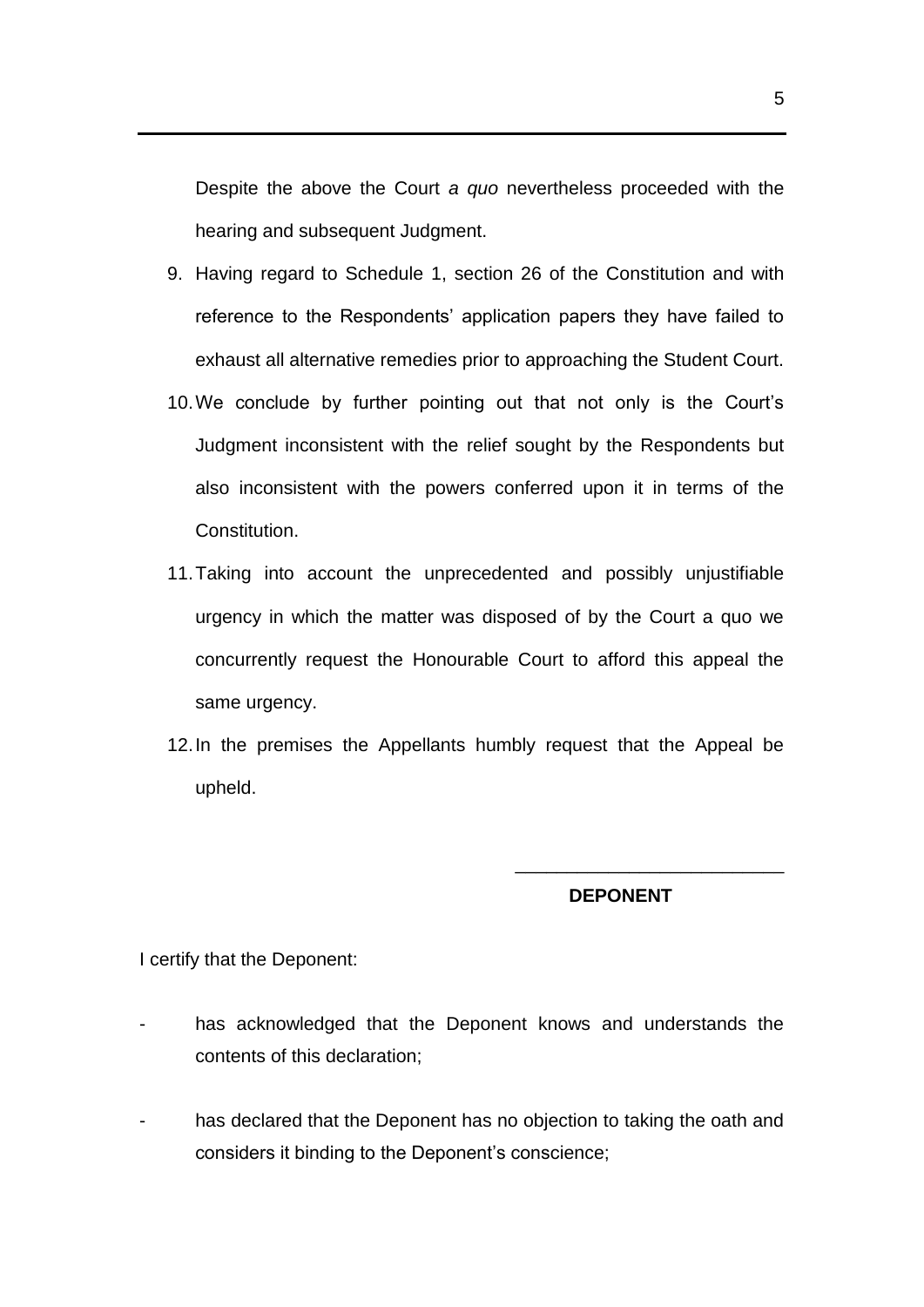Despite the above the Court *a quo* nevertheless proceeded with the hearing and subsequent Judgment.

9. Having regard to Schedule 1, section 26 of the Constitution and with reference to the Respondents' application papers they have failed to exhaust all alternative remedies prior to approaching the Student Court.
10. We conclude by further pointing out that not only is the Court's Judgment inconsistent with the relief sought by the Respondents but also inconsistent with the powers conferred upon it in terms of the Constitution.
11. Taking into account the unprecedented and possibly unjustifiable urgency in which the matter was disposed of by the Court a quo we concurrently request the Honourable Court to afford this appeal the same urgency.
12. In the premises the Appellants humbly request that the Appeal be upheld.

\_\_\_\_\_\_\_\_\_\_\_\_\_\_\_\_\_\_\_\_\_\_\_\_\_\_

**DEPONENT**

I certify that the Deponent:

- has acknowledged that the Deponent knows and understands the contents of this declaration;
- has declared that the Deponent has no objection to taking the oath and considers it binding to the Deponent's conscience;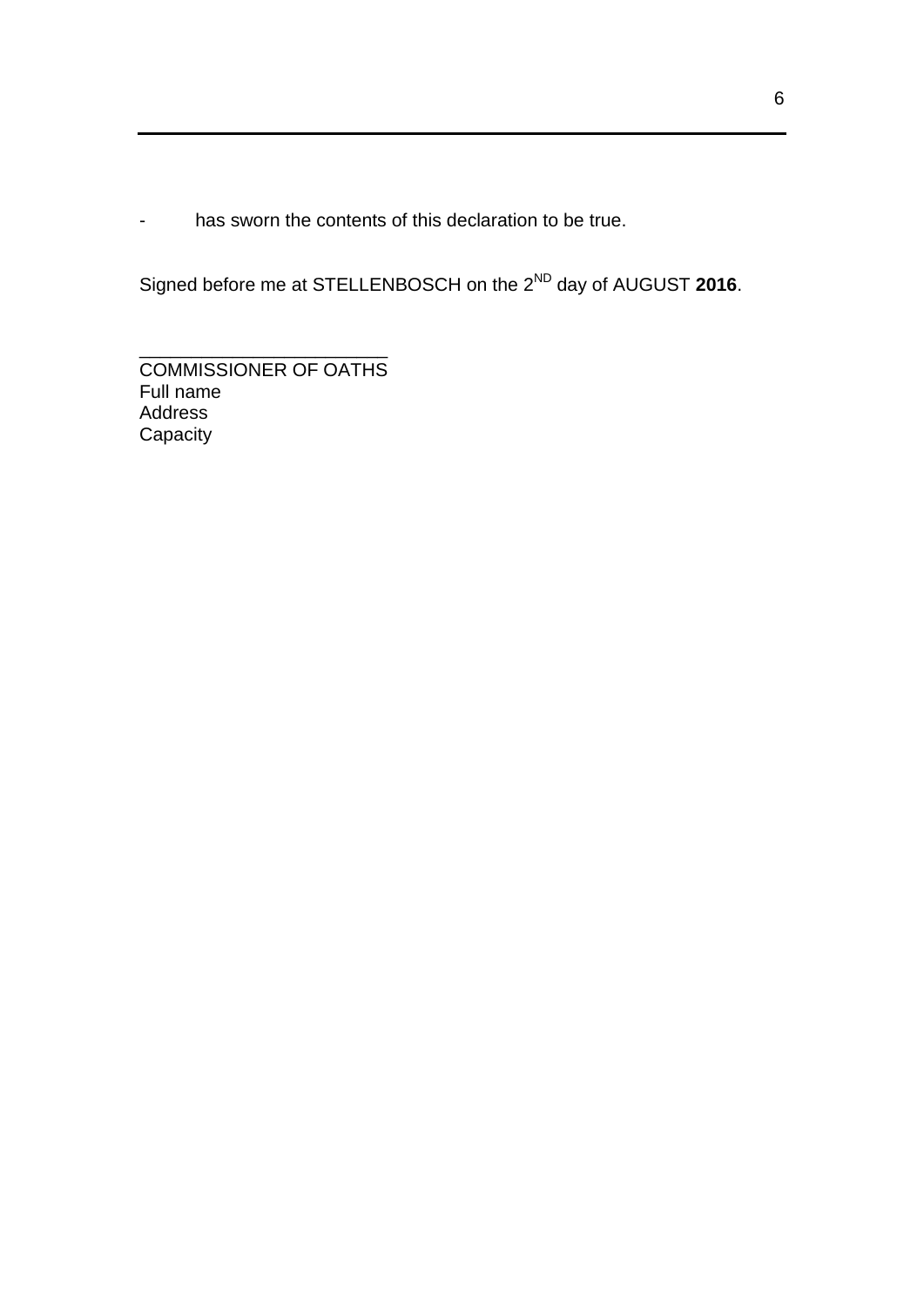- has sworn the contents of this declaration to be true.

Signed before me at STELLENBOSCH on the 2[ND] day of AUGUST **2016**.

________________________
COMMISSIONER OF OATHS
Full name
Address
Capacity